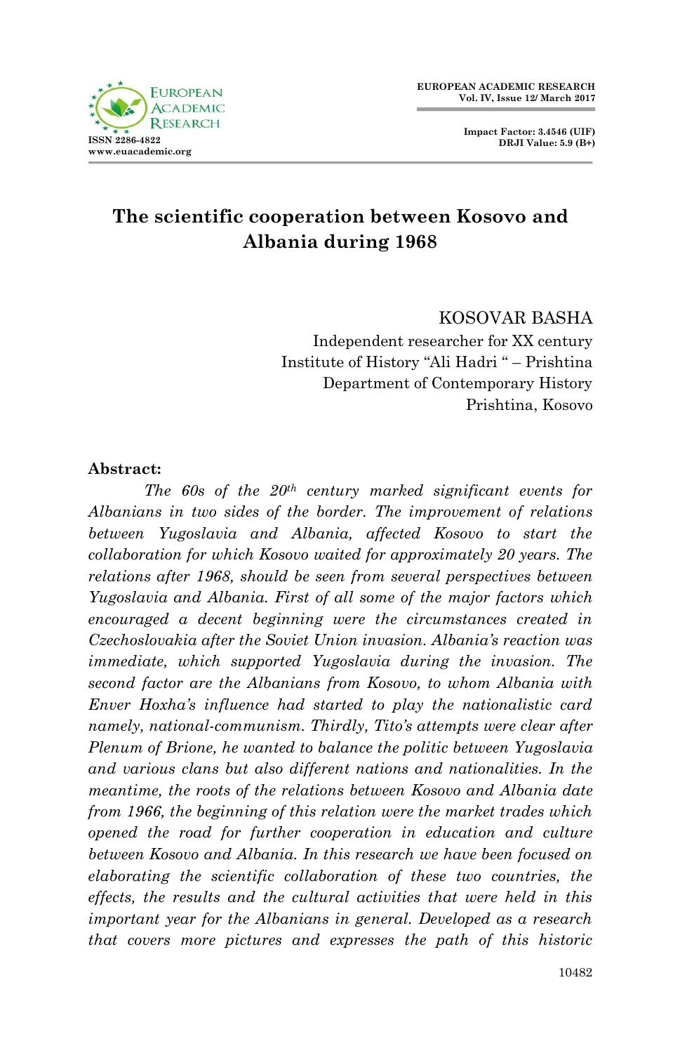# The scientific cooperation between Kosovo and Albania during 1968

KOSOVAR BASHA
Independent researcher for XX century
Institute of History "Ali Hadri " – Prishtina
Department of Contemporary History
Prishtina, Kosovo

**Abstract:**

*The 60s of the 20th century marked significant events for Albanians in two sides of the border. The improvement of relations between Yugoslavia and Albania, affected Kosovo to start the collaboration for which Kosovo waited for approximately 20 years. The relations after 1968, should be seen from several perspectives between Yugoslavia and Albania. First of all some of the major factors which encouraged a decent beginning were the circumstances created in Czechoslovakia after the Soviet Union invasion. Albania's reaction was immediate, which supported Yugoslavia during the invasion. The second factor are the Albanians from Kosovo, to whom Albania with Enver Hoxha's influence had started to play the nationalistic card namely, national-communism. Thirdly, Tito's attempts were clear after Plenum of Brione, he wanted to balance the politic between Yugoslavia and various clans but also different nations and nationalities. In the meantime, the roots of the relations between Kosovo and Albania date from 1966, the beginning of this relation were the market trades which opened the road for further cooperation in education and culture between Kosovo and Albania. In this research we have been focused on elaborating the scientific collaboration of these two countries, the effects, the results and the cultural activities that were held in this important year for the Albanians in general. Developed as a research that covers more pictures and expresses the path of this historic*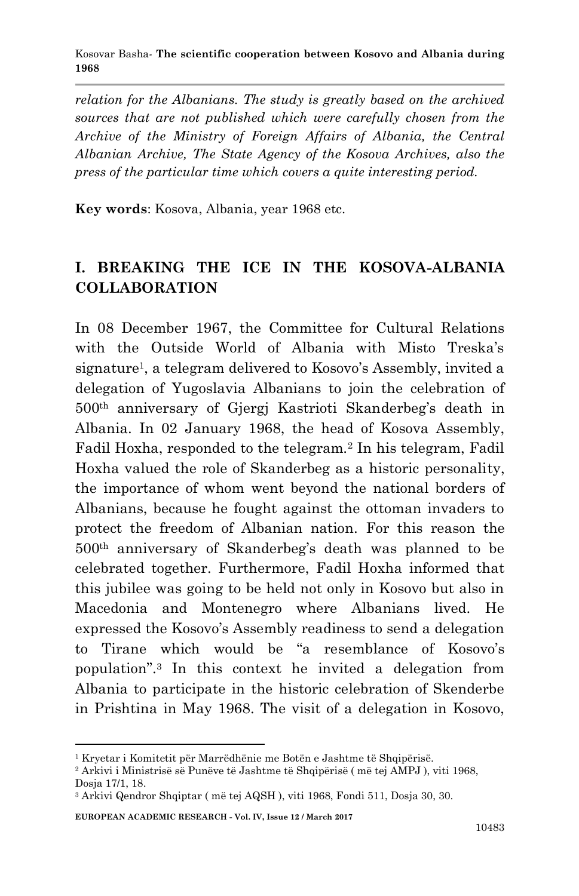*relation for the Albanians. The study is greatly based on the archived sources that are not published which were carefully chosen from the Archive of the Ministry of Foreign Affairs of Albania, the Central Albanian Archive, The State Agency of the Kosova Archives, also the press of the particular time which covers a quite interesting period.*

**Key words**: Kosova, Albania, year 1968 etc.

## I. BREAKING THE ICE IN THE KOSOVA-ALBANIA COLLABORATION

In 08 December 1967, the Committee for Cultural Relations with the Outside World of Albania with Misto Treska's signature[1], a telegram delivered to Kosovo's Assembly, invited a delegation of Yugoslavia Albanians to join the celebration of 500th anniversary of Gjergj Kastrioti Skanderbeg's death in Albania. In 02 January 1968, the head of Kosova Assembly, Fadil Hoxha, responded to the telegram.[2] In his telegram, Fadil Hoxha valued the role of Skanderbeg as a historic personality, the importance of whom went beyond the national borders of Albanians, because he fought against the ottoman invaders to protect the freedom of Albanian nation. For this reason the 500th anniversary of Skanderbeg's death was planned to be celebrated together. Furthermore, Fadil Hoxha informed that this jubilee was going to be held not only in Kosovo but also in Macedonia and Montenegro where Albanians lived. He expressed the Kosovo's Assembly readiness to send a delegation to Tirane which would be "a resemblance of Kosovo's population".[3] In this context he invited a delegation from Albania to participate in the historic celebration of Skenderbe in Prishtina in May 1968. The visit of a delegation in Kosovo,

---

[1] Kryetar i Komitetit për Marrëdhënie me Botën e Jashtme të Shqipërisë.

[2] Arkivi i Ministrisë së Punëve të Jashtme të Shqipërisë ( më tej AMPJ ), viti 1968, Dosja 17/1, 18.

[3] Arkivi Qendror Shqiptar ( më tej AQSH ), viti 1968, Fondi 511, Dosja 30, 30.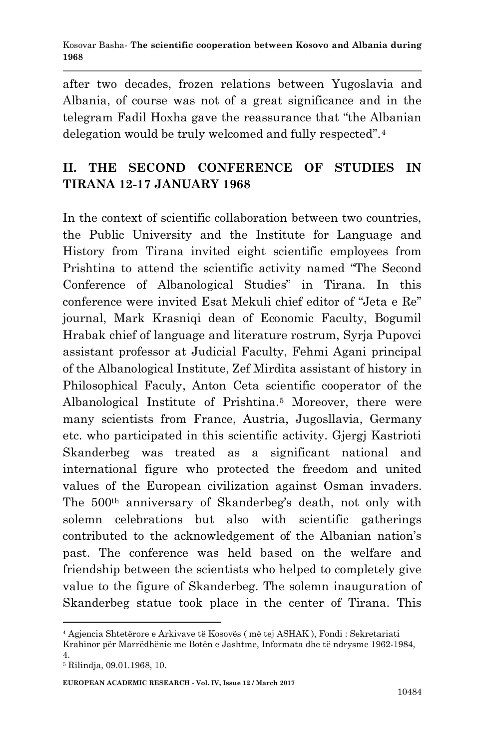after two decades, frozen relations between Yugoslavia and Albania, of course was not of a great significance and in the telegram Fadil Hoxha gave the reassurance that "the Albanian delegation would be truly welcomed and fully respected".[4]

## II. THE SECOND CONFERENCE OF STUDIES IN TIRANA 12-17 JANUARY 1968

In the context of scientific collaboration between two countries, the Public University and the Institute for Language and History from Tirana invited eight scientific employees from Prishtina to attend the scientific activity named "The Second Conference of Albanological Studies" in Tirana. In this conference were invited Esat Mekuli chief editor of "Jeta e Re" journal, Mark Krasniqi dean of Economic Faculty, Bogumil Hrabak chief of language and literature rostrum, Syrja Pupovci assistant professor at Judicial Faculty, Fehmi Agani principal of the Albanological Institute, Zef Mirdita assistant of history in Philosophical Faculy, Anton Ceta scientific cooperator of the Albanological Institute of Prishtina.[5] Moreover, there were many scientists from France, Austria, Jugosllavia, Germany etc. who participated in this scientific activity. Gjergj Kastrioti Skanderbeg was treated as a significant national and international figure who protected the freedom and united values of the European civilization against Osman invaders. The 500th anniversary of Skanderbeg's death, not only with solemn celebrations but also with scientific gatherings contributed to the acknowledgement of the Albanian nation's past. The conference was held based on the welfare and friendship between the scientists who helped to completely give value to the figure of Skanderbeg. The solemn inauguration of Skanderbeg statue took place in the center of Tirana. This

---

[4] Agjencia Shtetërore e Arkivave të Kosovës ( më tej ASHAK ), Fondi : Sekretariati Krahinor për Marrëdhënie me Botën e Jashtme, Informata dhe të ndrysme 1962-1984, 4.

[5] Rilindja, 09.01.1968, 10.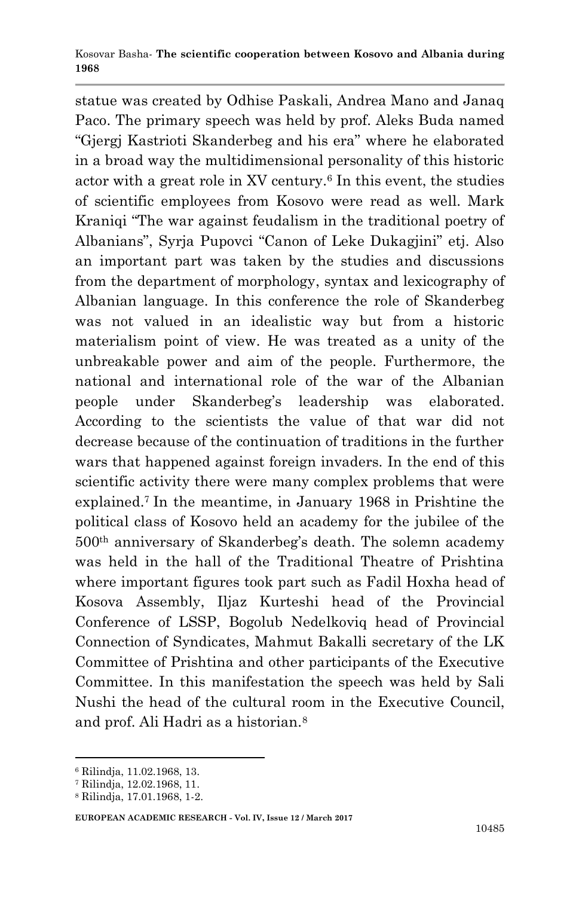statue was created by Odhise Paskali, Andrea Mano and Janaq Paco. The primary speech was held by prof. Aleks Buda named "Gjergj Kastrioti Skanderbeg and his era" where he elaborated in a broad way the multidimensional personality of this historic actor with a great role in XV century.[6] In this event, the studies of scientific employees from Kosovo were read as well. Mark Kraniqi "The war against feudalism in the traditional poetry of Albanians", Syrja Pupovci "Canon of Leke Dukagjini" etj. Also an important part was taken by the studies and discussions from the department of morphology, syntax and lexicography of Albanian language. In this conference the role of Skanderbeg was not valued in an idealistic way but from a historic materialism point of view. He was treated as a unity of the unbreakable power and aim of the people. Furthermore, the national and international role of the war of the Albanian people under Skanderbeg's leadership was elaborated. According to the scientists the value of that war did not decrease because of the continuation of traditions in the further wars that happened against foreign invaders. In the end of this scientific activity there were many complex problems that were explained.[7] In the meantime, in January 1968 in Prishtine the political class of Kosovo held an academy for the jubilee of the 500th anniversary of Skanderbeg's death. The solemn academy was held in the hall of the Traditional Theatre of Prishtina where important figures took part such as Fadil Hoxha head of Kosova Assembly, Iljaz Kurteshi head of the Provincial Conference of LSSP, Bogolub Nedelkoviq head of Provincial Connection of Syndicates, Mahmut Bakalli secretary of the LK Committee of Prishtina and other participants of the Executive Committee. In this manifestation the speech was held by Sali Nushi the head of the cultural room in the Executive Council, and prof. Ali Hadri as a historian.[8]

---

[6] Rilindja, 11.02.1968, 13.

[7] Rilindja, 12.02.1968, 11.

[8] Rilindja, 17.01.1968, 1-2.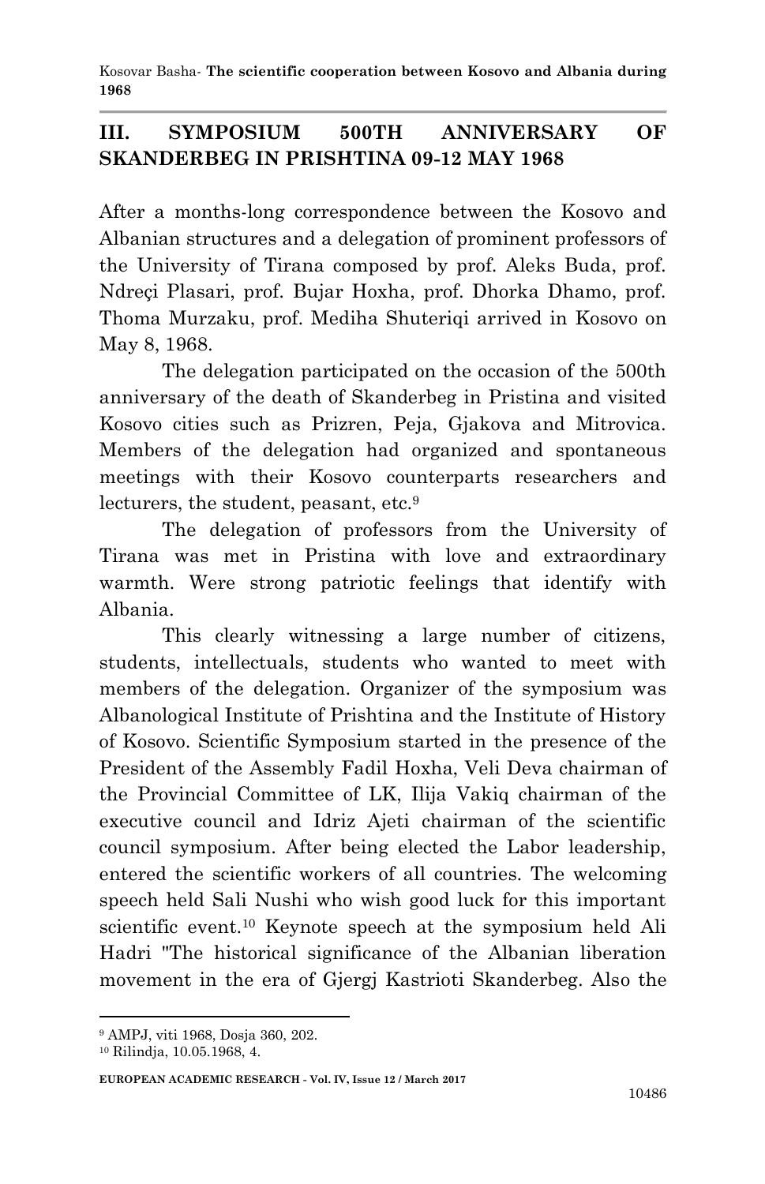## III. SYMPOSIUM 500TH ANNIVERSARY OF SKANDERBEG IN PRISHTINA 09-12 MAY 1968

After a months-long correspondence between the Kosovo and Albanian structures and a delegation of prominent professors of the University of Tirana composed by prof. Aleks Buda, prof. Ndreçi Plasari, prof. Bujar Hoxha, prof. Dhorka Dhamo, prof. Thoma Murzaku, prof. Mediha Shuteriqi arrived in Kosovo on May 8, 1968.

The delegation participated on the occasion of the 500th anniversary of the death of Skanderbeg in Pristina and visited Kosovo cities such as Prizren, Peja, Gjakova and Mitrovica. Members of the delegation had organized and spontaneous meetings with their Kosovo counterparts researchers and lecturers, the student, peasant, etc.[9]

The delegation of professors from the University of Tirana was met in Pristina with love and extraordinary warmth. Were strong patriotic feelings that identify with Albania.

This clearly witnessing a large number of citizens, students, intellectuals, students who wanted to meet with members of the delegation. Organizer of the symposium was Albanological Institute of Prishtina and the Institute of History of Kosovo. Scientific Symposium started in the presence of the President of the Assembly Fadil Hoxha, Veli Deva chairman of the Provincial Committee of LK, Ilija Vakiq chairman of the executive council and Idriz Ajeti chairman of the scientific council symposium. After being elected the Labor leadership, entered the scientific workers of all countries. The welcoming speech held Sali Nushi who wish good luck for this important scientific event.[10] Keynote speech at the symposium held Ali Hadri "The historical significance of the Albanian liberation movement in the era of Gjergj Kastrioti Skanderbeg. Also the

---

[9] AMPJ, viti 1968, Dosja 360, 202.

[10] Rilindja, 10.05.1968, 4.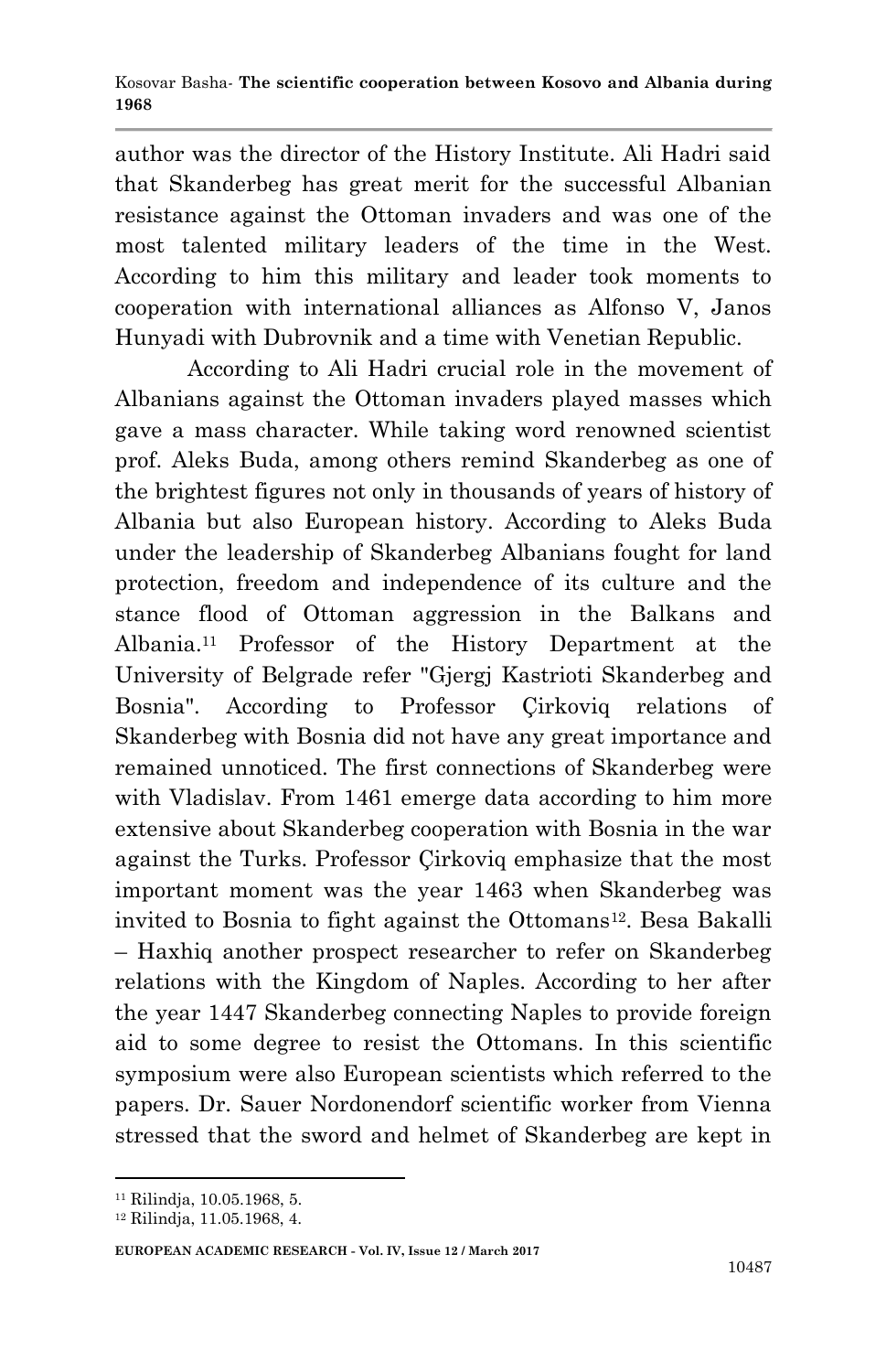author was the director of the History Institute. Ali Hadri said that Skanderbeg has great merit for the successful Albanian resistance against the Ottoman invaders and was one of the most talented military leaders of the time in the West. According to him this military and leader took moments to cooperation with international alliances as Alfonso V, Janos Hunyadi with Dubrovnik and a time with Venetian Republic.

According to Ali Hadri crucial role in the movement of Albanians against the Ottoman invaders played masses which gave a mass character. While taking word renowned scientist prof. Aleks Buda, among others remind Skanderbeg as one of the brightest figures not only in thousands of years of history of Albania but also European history. According to Aleks Buda under the leadership of Skanderbeg Albanians fought for land protection, freedom and independence of its culture and the stance flood of Ottoman aggression in the Balkans and Albania.[11] Professor of the History Department at the University of Belgrade refer "Gjergj Kastrioti Skanderbeg and Bosnia". According to Professor Çirkoviq relations of Skanderbeg with Bosnia did not have any great importance and remained unnoticed. The first connections of Skanderbeg were with Vladislav. From 1461 emerge data according to him more extensive about Skanderbeg cooperation with Bosnia in the war against the Turks. Professor Çirkoviq emphasize that the most important moment was the year 1463 when Skanderbeg was invited to Bosnia to fight against the Ottomans[12]. Besa Bakalli – Haxhiq another prospect researcher to refer on Skanderbeg relations with the Kingdom of Naples. According to her after the year 1447 Skanderbeg connecting Naples to provide foreign aid to some degree to resist the Ottomans. In this scientific symposium were also European scientists which referred to the papers. Dr. Sauer Nordonendorf scientific worker from Vienna stressed that the sword and helmet of Skanderbeg are kept in

[11] Rilindja, 10.05.1968, 5.

[12] Rilindja, 11.05.1968, 4.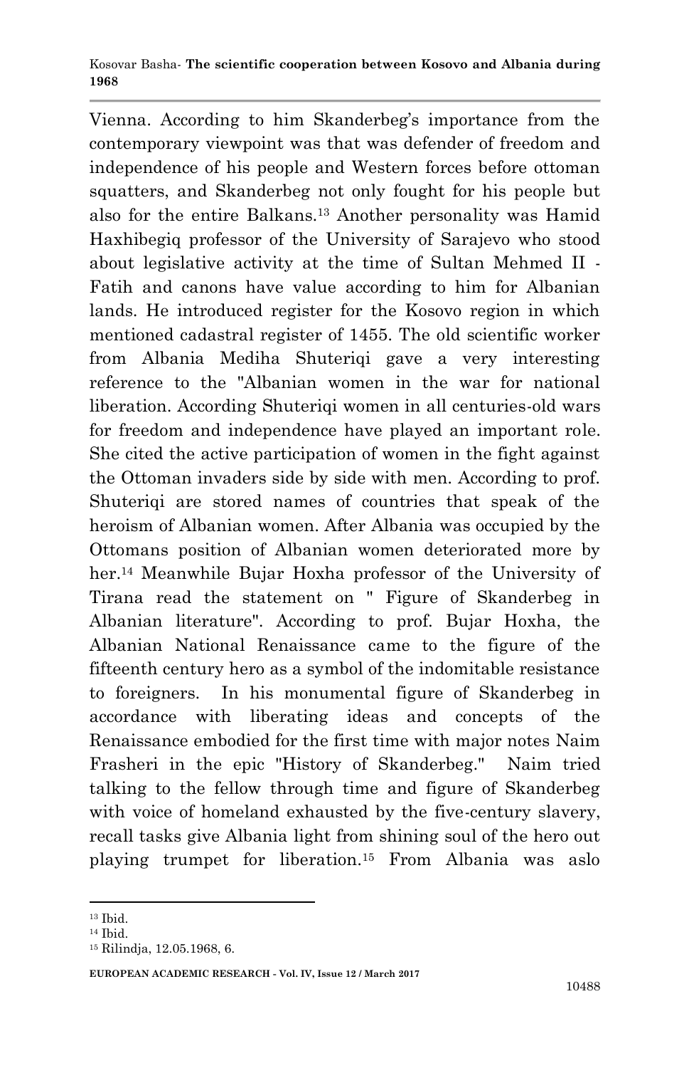Vienna. According to him Skanderbeg's importance from the contemporary viewpoint was that was defender of freedom and independence of his people and Western forces before ottoman squatters, and Skanderbeg not only fought for his people but also for the entire Balkans.[13] Another personality was Hamid Haxhibegiq professor of the University of Sarajevo who stood about legislative activity at the time of Sultan Mehmed II - Fatih and canons have value according to him for Albanian lands. He introduced register for the Kosovo region in which mentioned cadastral register of 1455. The old scientific worker from Albania Mediha Shuteriqi gave a very interesting reference to the "Albanian women in the war for national liberation. According Shuteriqi women in all centuries-old wars for freedom and independence have played an important role. She cited the active participation of women in the fight against the Ottoman invaders side by side with men. According to prof. Shuteriqi are stored names of countries that speak of the heroism of Albanian women. After Albania was occupied by the Ottomans position of Albanian women deteriorated more by her.[14] Meanwhile Bujar Hoxha professor of the University of Tirana read the statement on " Figure of Skanderbeg in Albanian literature". According to prof. Bujar Hoxha, the Albanian National Renaissance came to the figure of the fifteenth century hero as a symbol of the indomitable resistance to foreigners. In his monumental figure of Skanderbeg in accordance with liberating ideas and concepts of the Renaissance embodied for the first time with major notes Naim Frasheri in the epic "History of Skanderbeg." Naim tried talking to the fellow through time and figure of Skanderbeg with voice of homeland exhausted by the five-century slavery, recall tasks give Albania light from shining soul of the hero out playing trumpet for liberation.[15] From Albania was aslo

[13] Ibid.

[14] Ibid.

[15] Rilindja, 12.05.1968, 6.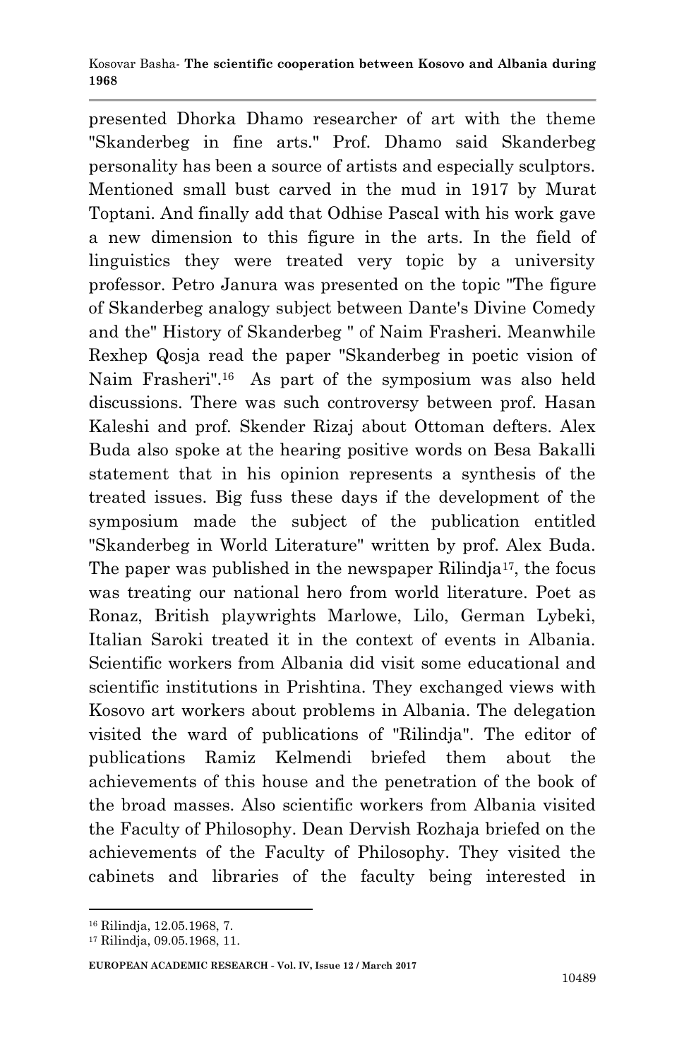presented Dhorka Dhamo researcher of art with the theme "Skanderbeg in fine arts." Prof. Dhamo said Skanderbeg personality has been a source of artists and especially sculptors. Mentioned small bust carved in the mud in 1917 by Murat Toptani. And finally add that Odhise Pascal with his work gave a new dimension to this figure in the arts. In the field of linguistics they were treated very topic by a university professor. Petro Janura was presented on the topic "The figure of Skanderbeg analogy subject between Dante's Divine Comedy and the" History of Skanderbeg " of Naim Frasheri. Meanwhile Rexhep Qosja read the paper "Skanderbeg in poetic vision of Naim Frasheri".[16] As part of the symposium was also held discussions. There was such controversy between prof. Hasan Kaleshi and prof. Skender Rizaj about Ottoman defters. Alex Buda also spoke at the hearing positive words on Besa Bakalli statement that in his opinion represents a synthesis of the treated issues. Big fuss these days if the development of the symposium made the subject of the publication entitled "Skanderbeg in World Literature" written by prof. Alex Buda. The paper was published in the newspaper Rilindja[17], the focus was treating our national hero from world literature. Poet as Ronaz, British playwrights Marlowe, Lilo, German Lybeki, Italian Saroki treated it in the context of events in Albania. Scientific workers from Albania did visit some educational and scientific institutions in Prishtina. They exchanged views with Kosovo art workers about problems in Albania. The delegation visited the ward of publications of "Rilindja". The editor of publications Ramiz Kelmendi briefed them about the achievements of this house and the penetration of the book of the broad masses. Also scientific workers from Albania visited the Faculty of Philosophy. Dean Dervish Rozhaja briefed on the achievements of the Faculty of Philosophy. They visited the cabinets and libraries of the faculty being interested in

---

[16] Rilindja, 12.05.1968, 7.

[17] Rilindja, 09.05.1968, 11.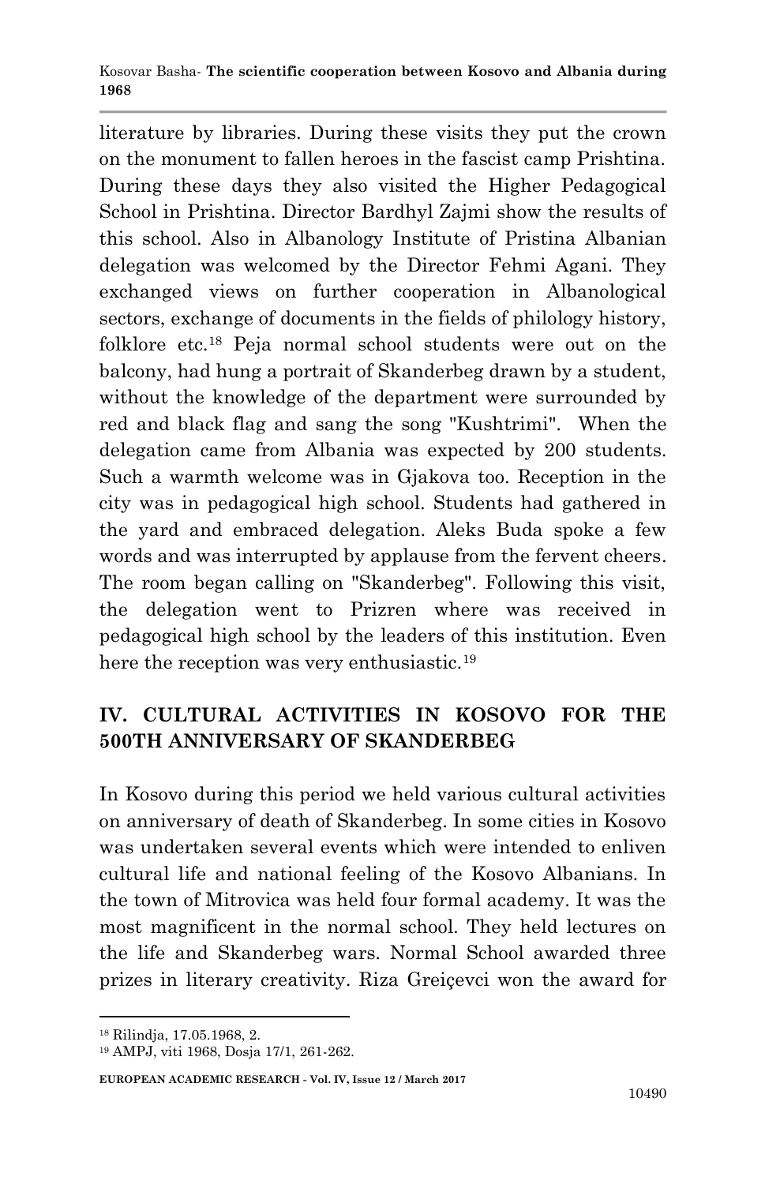literature by libraries. During these visits they put the crown on the monument to fallen heroes in the fascist camp Prishtina. During these days they also visited the Higher Pedagogical School in Prishtina. Director Bardhyl Zajmi show the results of this school. Also in Albanology Institute of Pristina Albanian delegation was welcomed by the Director Fehmi Agani. They exchanged views on further cooperation in Albanological sectors, exchange of documents in the fields of philology history, folklore etc.[18] Peja normal school students were out on the balcony, had hung a portrait of Skanderbeg drawn by a student, without the knowledge of the department were surrounded by red and black flag and sang the song "Kushtrimi". When the delegation came from Albania was expected by 200 students. Such a warmth welcome was in Gjakova too. Reception in the city was in pedagogical high school. Students had gathered in the yard and embraced delegation. Aleks Buda spoke a few words and was interrupted by applause from the fervent cheers. The room began calling on "Skanderbeg". Following this visit, the delegation went to Prizren where was received in pedagogical high school by the leaders of this institution. Even here the reception was very enthusiastic.[19]

## IV. CULTURAL ACTIVITIES IN KOSOVO FOR THE 500TH ANNIVERSARY OF SKANDERBEG

In Kosovo during this period we held various cultural activities on anniversary of death of Skanderbeg. In some cities in Kosovo was undertaken several events which were intended to enliven cultural life and national feeling of the Kosovo Albanians. In the town of Mitrovica was held four formal academy. It was the most magnificent in the normal school. They held lectures on the life and Skanderbeg wars. Normal School awarded three prizes in literary creativity. Riza Greiçevci won the award for

[18] Rilindja, 17.05.1968, 2.

[19] AMPJ, viti 1968, Dosja 17/1, 261-262.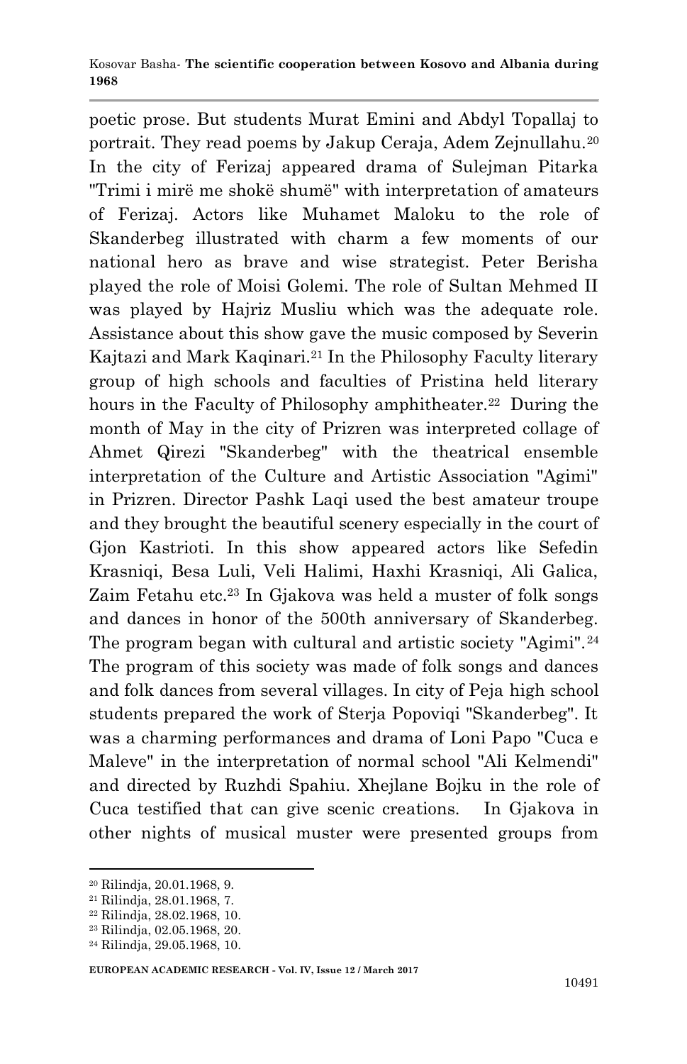poetic prose. But students Murat Emini and Abdyl Topallaj to portrait. They read poems by Jakup Ceraja, Adem Zejnullahu.[20] In the city of Ferizaj appeared drama of Sulejman Pitarka "Trimi i mirë me shokë shumë" with interpretation of amateurs of Ferizaj. Actors like Muhamet Maloku to the role of Skanderbeg illustrated with charm a few moments of our national hero as brave and wise strategist. Peter Berisha played the role of Moisi Golemi. The role of Sultan Mehmed II was played by Hajriz Musliu which was the adequate role. Assistance about this show gave the music composed by Severin Kajtazi and Mark Kaqinari.[21] In the Philosophy Faculty literary group of high schools and faculties of Pristina held literary hours in the Faculty of Philosophy amphitheater.[22] During the month of May in the city of Prizren was interpreted collage of Ahmet Qirezi "Skanderbeg" with the theatrical ensemble interpretation of the Culture and Artistic Association "Agimi" in Prizren. Director Pashk Laqi used the best amateur troupe and they brought the beautiful scenery especially in the court of Gjon Kastrioti. In this show appeared actors like Sefedin Krasniqi, Besa Luli, Veli Halimi, Haxhi Krasniqi, Ali Galica, Zaim Fetahu etc.[23] In Gjakova was held a muster of folk songs and dances in honor of the 500th anniversary of Skanderbeg. The program began with cultural and artistic society "Agimi".[24] The program of this society was made of folk songs and dances and folk dances from several villages. In city of Peja high school students prepared the work of Sterja Popoviqi "Skanderbeg". It was a charming performances and drama of Loni Papo "Cuca e Maleve" in the interpretation of normal school "Ali Kelmendi" and directed by Ruzhdi Spahiu. Xhejlane Bojku in the role of Cuca testified that can give scenic creations. In Gjakova in other nights of musical muster were presented groups from

---

[20] Rilindja, 20.01.1968, 9.

[21] Rilindja, 28.01.1968, 7.

[22] Rilindja, 28.02.1968, 10.

[23] Rilindja, 02.05.1968, 20.

[24] Rilindja, 29.05.1968, 10.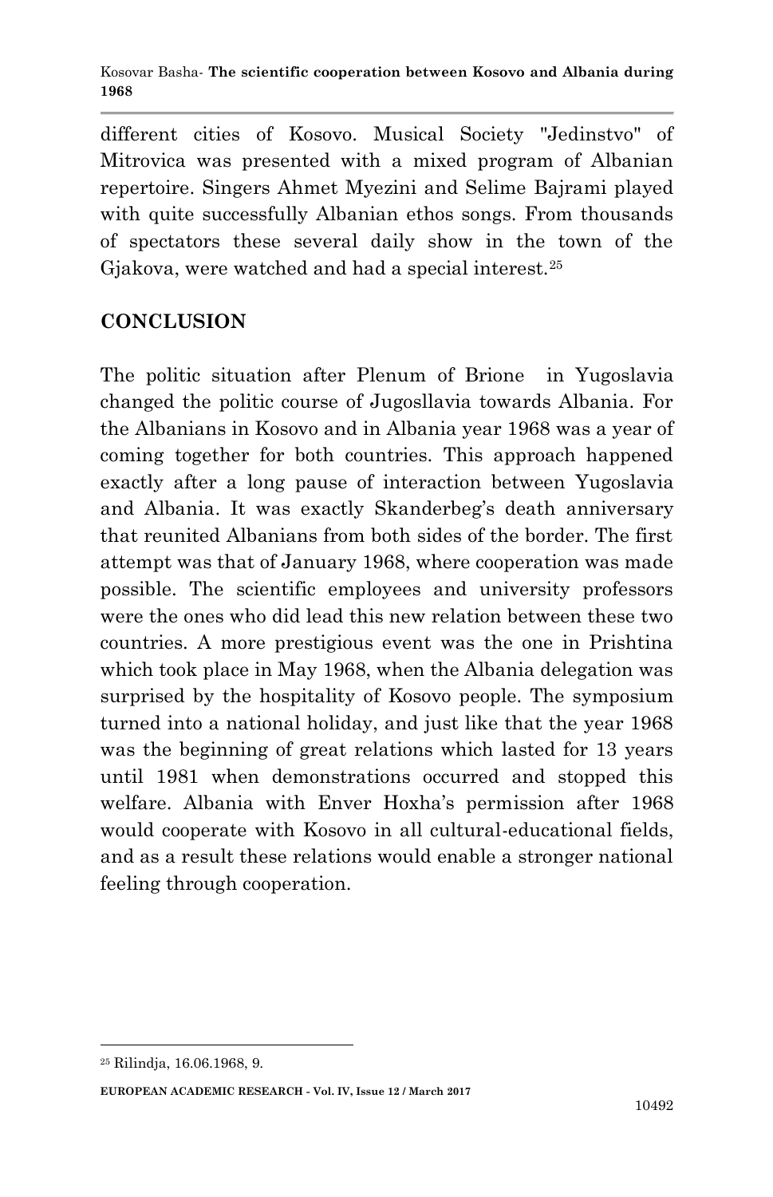different cities of Kosovo. Musical Society "Jedinstvo" of Mitrovica was presented with a mixed program of Albanian repertoire. Singers Ahmet Myezini and Selime Bajrami played with quite successfully Albanian ethos songs. From thousands of spectators these several daily show in the town of the Gjakova, were watched and had a special interest.[25]

## CONCLUSION

The politic situation after Plenum of Brione in Yugoslavia changed the politic course of Jugosllavia towards Albania. For the Albanians in Kosovo and in Albania year 1968 was a year of coming together for both countries. This approach happened exactly after a long pause of interaction between Yugoslavia and Albania. It was exactly Skanderbeg's death anniversary that reunited Albanians from both sides of the border. The first attempt was that of January 1968, where cooperation was made possible. The scientific employees and university professors were the ones who did lead this new relation between these two countries. A more prestigious event was the one in Prishtina which took place in May 1968, when the Albania delegation was surprised by the hospitality of Kosovo people. The symposium turned into a national holiday, and just like that the year 1968 was the beginning of great relations which lasted for 13 years until 1981 when demonstrations occurred and stopped this welfare. Albania with Enver Hoxha's permission after 1968 would cooperate with Kosovo in all cultural-educational fields, and as a result these relations would enable a stronger national feeling through cooperation.

---

[25] Rilindja, 16.06.1968, 9.